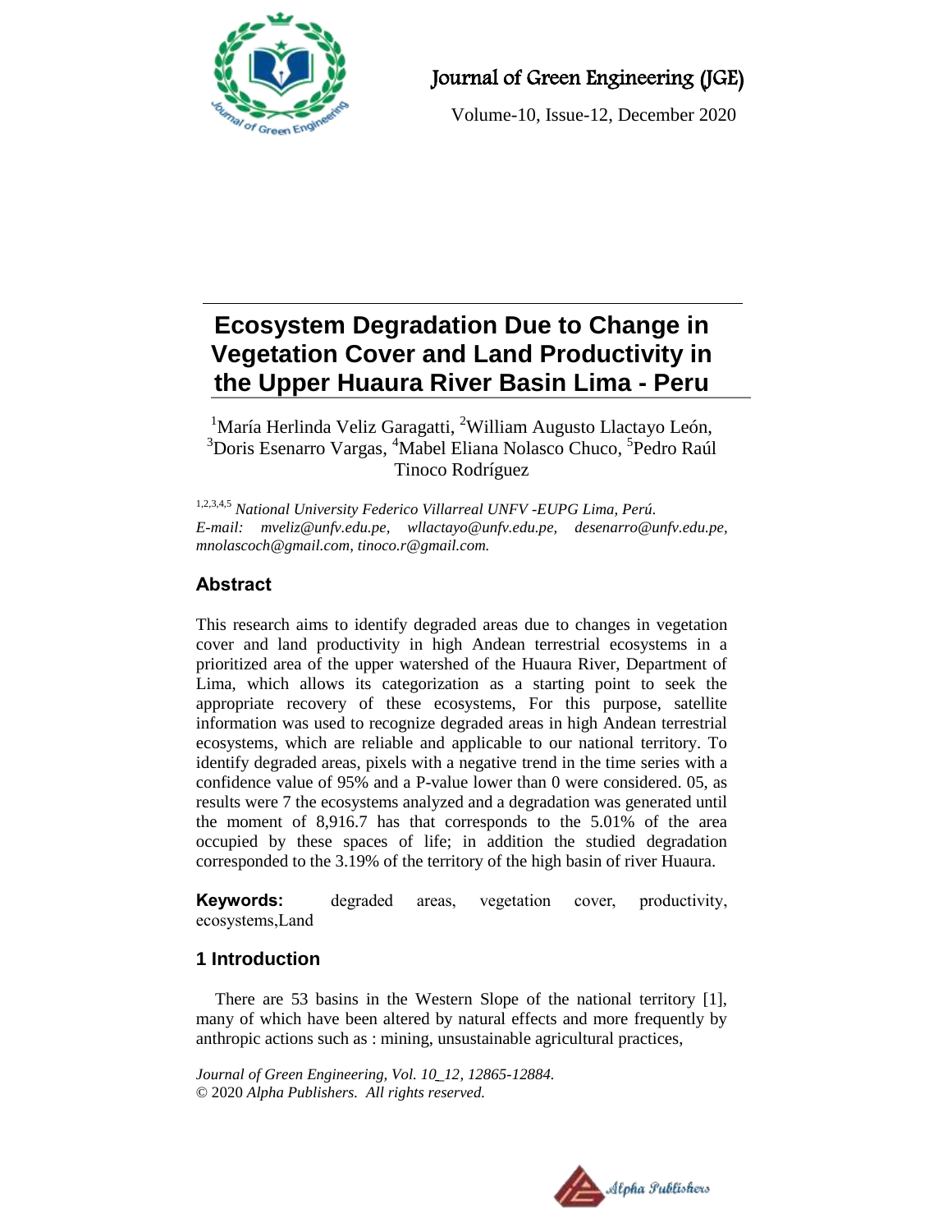# Ecosystem Degradation Due to Change in Vegetation Cover and Land Productivity in the Upper Huaura River Basin Lima - Peru

[1]María Herlinda Veliz Garagatti, [2]William Augusto Llactayo León, [3]Doris Esenarro Vargas, [4]Mabel Eliana Nolasco Chuco, [5]Pedro Raúl Tinoco Rodríguez

[1,2,3,4,5] *National University Federico Villarreal UNFV -EUPG Lima, Perú.*
*E-mail: mveliz@unfv.edu.pe, wllactayo@unfv.edu.pe, desenarro@unfv.edu.pe, mnolascoch@gmail.com, tinoco.r@gmail.com.*

## Abstract

This research aims to identify degraded areas due to changes in vegetation cover and land productivity in high Andean terrestrial ecosystems in a prioritized area of the upper watershed of the Huaura River, Department of Lima, which allows its categorization as a starting point to seek the appropriate recovery of these ecosystems, For this purpose, satellite information was used to recognize degraded areas in high Andean terrestrial ecosystems, which are reliable and applicable to our national territory. To identify degraded areas, pixels with a negative trend in the time series with a confidence value of 95% and a P-value lower than 0. 05, as results were 7 the ecosystems analyzed and a degradation was generated until the moment of 8,916.7 has that corresponds to the 5.01% of the area occupied by these spaces of life; in addition the studied degradation corresponded to the 3.19% of the territory of the high basin of river Huaura.

**Keywords:** degraded areas, vegetation cover, productivity, ecosystems,Land

## 1 Introduction

There are 53 basins in the Western Slope of the national territory [1], many of which have been altered by natural effects and more frequently by anthropic actions such as : mining, unsustainable agricultural practices,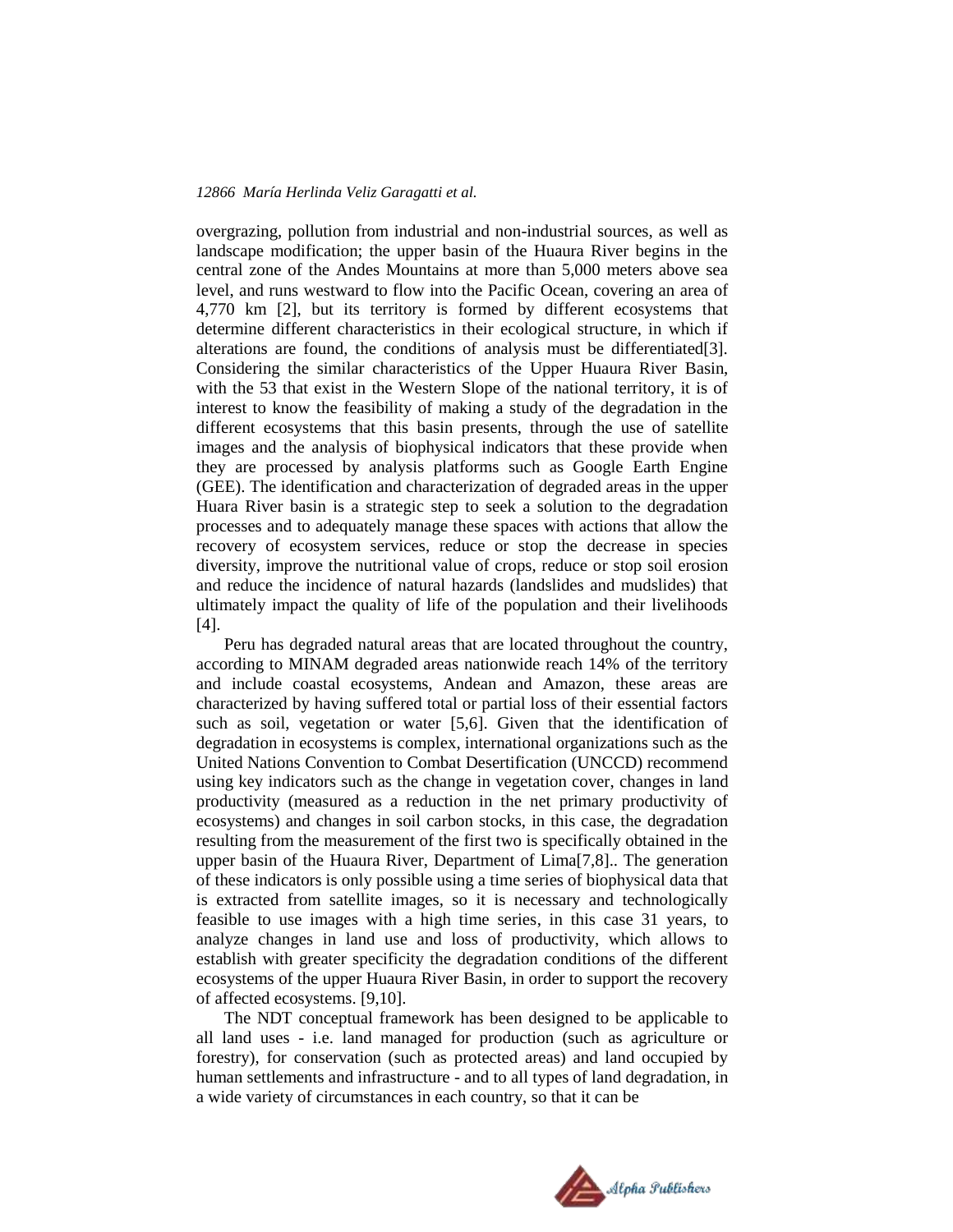overgrazing, pollution from industrial and non-industrial sources, as well as landscape modification; the upper basin of the Huaura River begins in the central zone of the Andes Mountains at more than 5,000 meters above sea level, and runs westward to flow into the Pacific Ocean, covering an area of 4,770 km [2], but its territory is formed by different ecosystems that determine different characteristics in their ecological structure, in which if alterations are found, the conditions of analysis must be differentiated[3]. Considering the similar characteristics of the Upper Huaura River Basin, with the 53 that exist in the Western Slope of the national territory, it is of interest to know the feasibility of making a study of the degradation in the different ecosystems that this basin presents, through the use of satellite images and the analysis of biophysical indicators that these provide when they are processed by analysis platforms such as Google Earth Engine (GEE). The identification and characterization of degraded areas in the upper Huara River basin is a strategic step to seek a solution to the degradation processes and to adequately manage these spaces with actions that allow the recovery of ecosystem services, reduce or stop the decrease in species diversity, improve the nutritional value of crops, reduce or stop soil erosion and reduce the incidence of natural hazards (landslides and mudslides) that ultimately impact the quality of life of the population and their livelihoods [4].

Peru has degraded natural areas that are located throughout the country, according to MINAM degraded areas nationwide reach 14% of the territory and include coastal ecosystems, Andean and Amazon, these areas are characterized by having suffered total or partial loss of their essential factors such as soil, vegetation or water [5,6]. Given that the identification of degradation in ecosystems is complex, international organizations such as the United Nations Convention to Combat Desertification (UNCCD) recommend using key indicators such as the change in vegetation cover, changes in land productivity (measured as a reduction in the net primary productivity of ecosystems) and changes in soil carbon stocks, in this case, the degradation resulting from the measurement of the first two is specifically obtained in the upper basin of the Huaura River, Department of Lima[7,8].. The generation of these indicators is only possible using a time series of biophysical data that is extracted from satellite images, so it is necessary and technologically feasible to use images with a high time series, in this case 31 years, to analyze changes in land use and loss of productivity, which allows to establish with greater specificity the degradation conditions of the different ecosystems of the upper Huaura River Basin, in order to support the recovery of affected ecosystems. [9,10].

The NDT conceptual framework has been designed to be applicable to all land uses - i.e. land managed for production (such as agriculture or forestry), for conservation (such as protected areas) and land occupied by human settlements and infrastructure - and to all types of land degradation, in a wide variety of circumstances in each country, so that it can be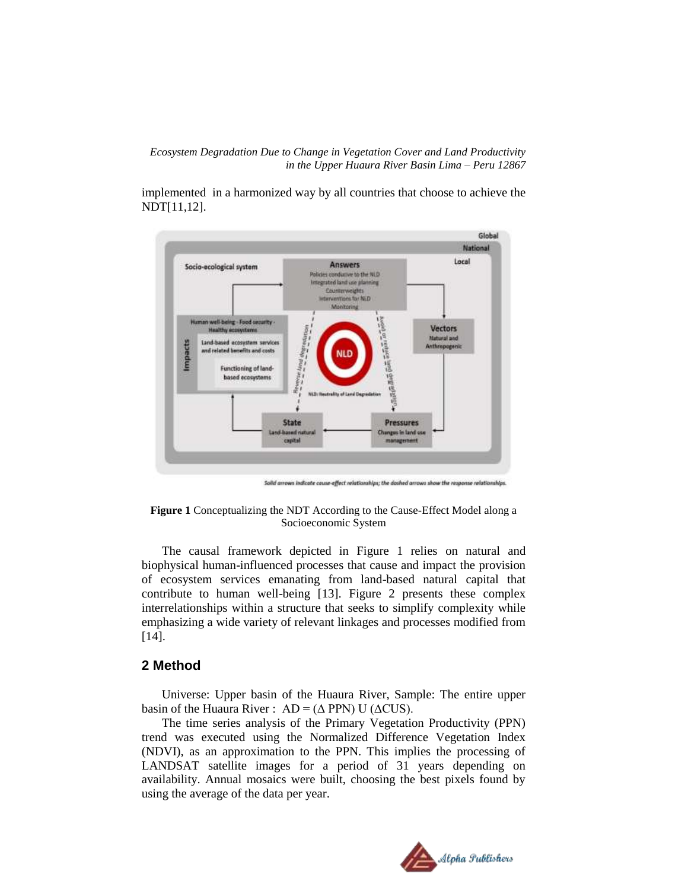implemented in a harmonized way by all countries that choose to achieve the NDT[11,12].

**Figure 1** Conceptualizing the NDT According to the Cause-Effect Model along a Socioeconomic System

The causal framework depicted in Figure 1 relies on natural and biophysical human-influenced processes that cause and impact the provision of ecosystem services emanating from land-based natural capital that contribute to human well-being [13]. Figure 2 presents these complex interrelationships within a structure that seeks to simplify complexity while emphasizing a wide variety of relevant linkages and processes modified from [14].

## 2 Method

Universe: Upper basin of the Huaura River, Sample: The entire upper basin of the Huaura River : $AD = (\Delta PPN) \cup (\Delta CUS)$.

The time series analysis of the Primary Vegetation Productivity (PPN) trend was executed using the Normalized Difference Vegetation Index (NDVI), as an approximation to the PPN. This implies the processing of LANDSAT satellite images for a period of 31 years depending on availability. Annual mosaics were built, choosing the best pixels found by using the average of the data per year.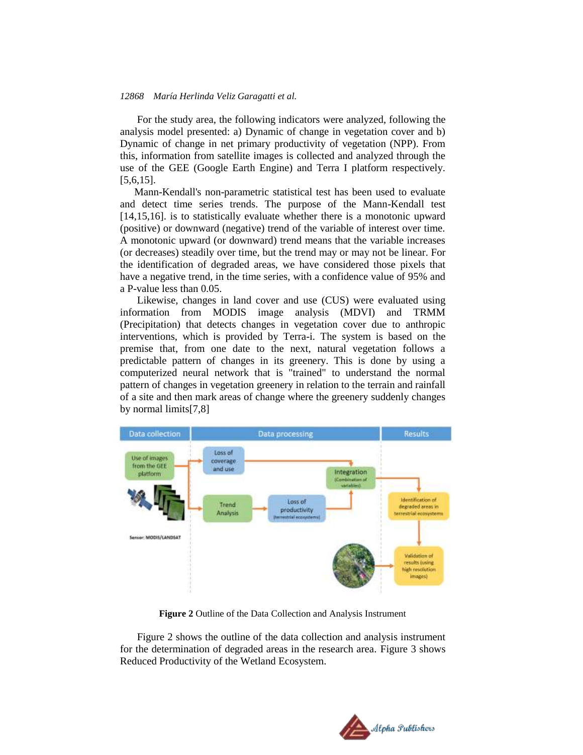For the study area, the following indicators were analyzed, following the analysis model presented: a) Dynamic of change in vegetation cover and b) Dynamic of change in net primary productivity of vegetation (NPP). From this, information from satellite images is collected and analyzed through the use of the GEE (Google Earth Engine) and Terra I platform respectively. [5,6,15].

Mann-Kendall's non-parametric statistical test has been used to evaluate and detect time series trends. The purpose of the Mann-Kendall test [14,15,16]. is to statistically evaluate whether there is a monotonic upward (positive) or downward (negative) trend of the variable of interest over time. A monotonic upward (or downward) trend means that the variable increases (or decreases) steadily over time, but the trend may or may not be linear. For the identification of degraded areas, we have considered those pixels that have a negative trend, in the time series, with a confidence value of 95% and a P-value less than 0.05.

Likewise, changes in land cover and use (CUS) were evaluated using information from MODIS image analysis (MDVI) and TRMM (Precipitation) that detects changes in vegetation cover due to anthropic interventions, which is provided by Terra-i. The system is based on the premise that, from one date to the next, natural vegetation follows a predictable pattern of changes in its greenery. This is done by using a computerized neural network that is "trained" to understand the normal pattern of changes in vegetation greenery in relation to the terrain and rainfall of a site and then mark areas of change where the greenery suddenly changes by normal limits[7,8]

**Figure 2** Outline of the Data Collection and Analysis Instrument

Figure 2 shows the outline of the data collection and analysis instrument for the determination of degraded areas in the research area. Figure 3 shows Reduced Productivity of the Wetland Ecosystem.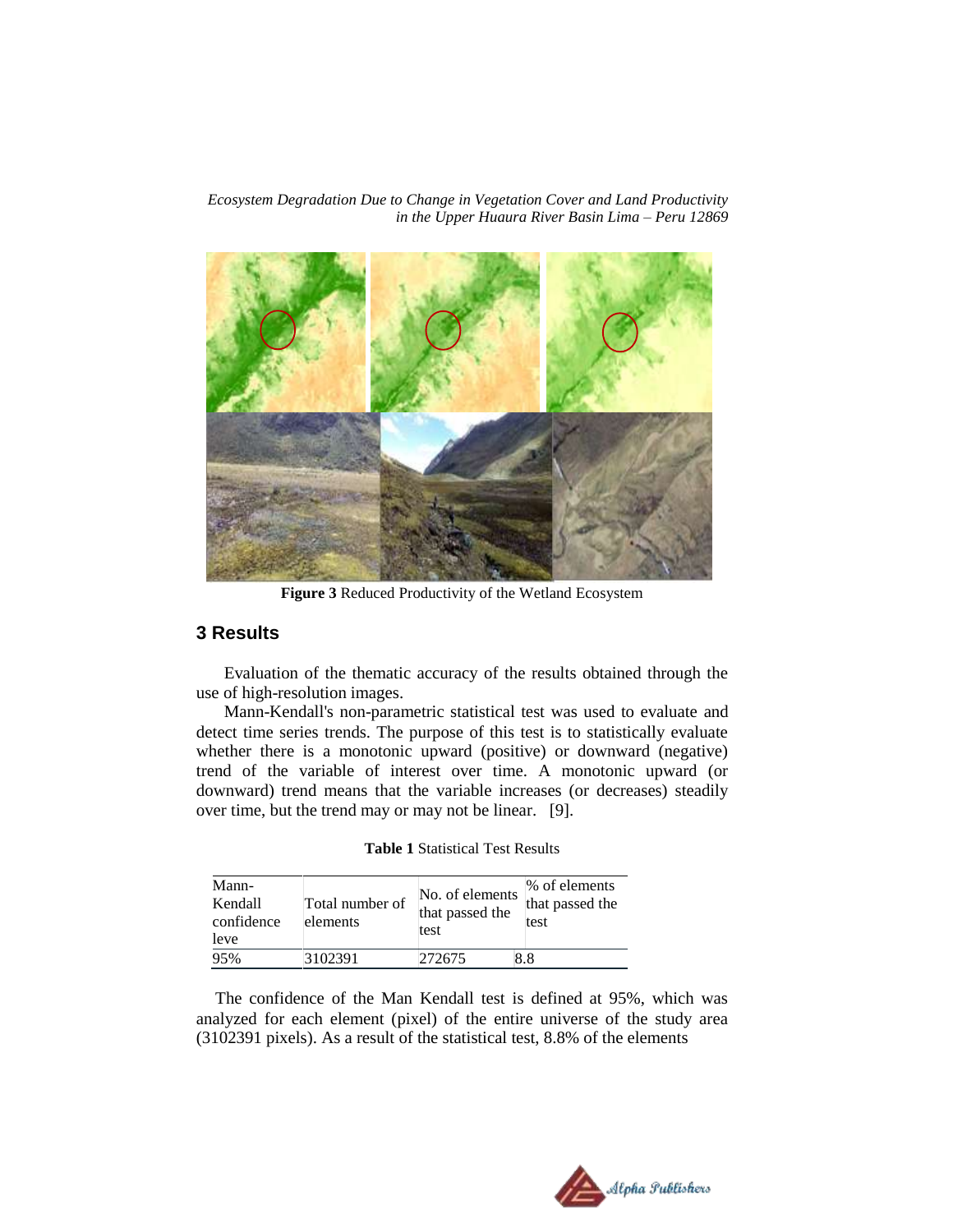**Figure 3** Reduced Productivity of the Wetland Ecosystem

## 3 Results

Evaluation of the thematic accuracy of the results obtained through the use of high-resolution images.

Mann-Kendall's non-parametric statistical test was used to evaluate and detect time series trends. The purpose of this test is to statistically evaluate whether there is a monotonic upward (positive) or downward (negative) trend of the variable of interest over time. A monotonic upward (or downward) trend means that the variable increases (or decreases) steadily over time, but the trend may or may not be linear. [9].

**Table 1** Statistical Test Results

| Mann-Kendall confidence leve | Total number of elements | No. of elements that passed the test | % of elements that passed the test |
|---|---|---|---|
| 95% | 3102391 | 272675 | 8.8 |

The confidence of the Man Kendall test is defined at 95%, which was analyzed for each element (pixel) of the entire universe of the study area (3102391 pixels). As a result of the statistical test, 8.8% of the elements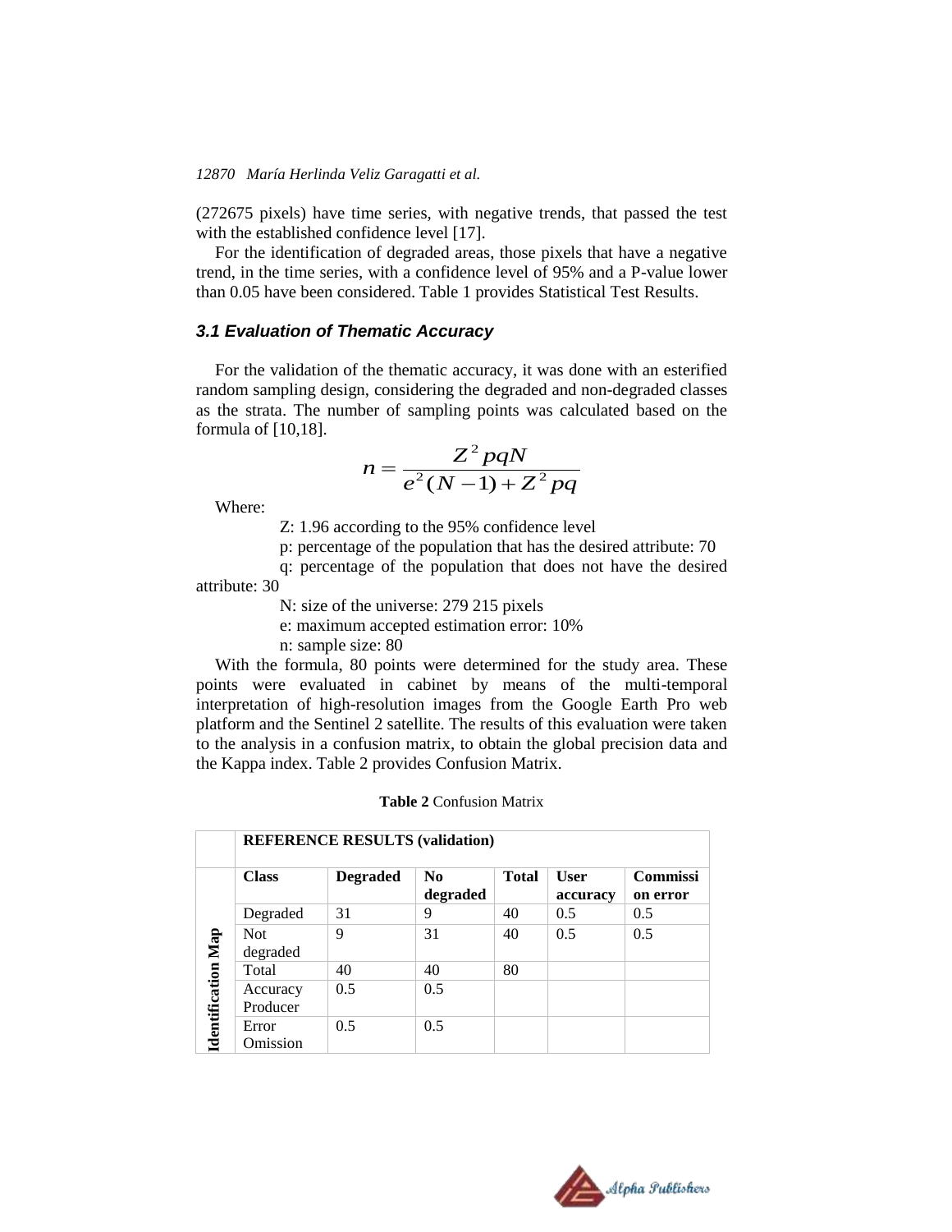(272675 pixels) have time series, with negative trends, that passed the test with the established confidence level [17].

For the identification of degraded areas, those pixels that have a negative trend, in the time series, with a confidence level of 95% and a P-value lower than 0.05 have been considered. Table 1 provides Statistical Test Results.

### 3.1 Evaluation of Thematic Accuracy

For the validation of the thematic accuracy, it was done with an esterified random sampling design, considering the degraded and non-degraded classes as the strata. The number of sampling points was calculated based on the formula of [10,18].

$$n = \frac{Z^2 pqN}{e^2 (N-1) + Z^2 pq}$$

Where:

Z: 1.96 according to the 95% confidence level

p: percentage of the population that has the desired attribute: 70

q: percentage of the population that does not have the desired attribute: 30

N: size of the universe: 279 215 pixels

e: maximum accepted estimation error: 10%

n: sample size: 80

With the formula, 80 points were determined for the study area. These points were evaluated in cabinet by means of the multi-temporal interpretation of high-resolution images from the Google Earth Pro web platform and the Sentinel 2 satellite. The results of this evaluation were taken to the analysis in a confusion matrix, to obtain the global precision data and the Kappa index. Table 2 provides Confusion Matrix.

**Table 2** Confusion Matrix

| | **REFERENCE RESULTS (validation)** | | | | | |
|---|---|---|---|---|---|---|
| **Identification Map** | **Class** | **Degraded** | **No degraded** | **Total** | **User accuracy** | **Commission error** |
| | Degraded | 31 | 9 | 40 | 0.5 | 0.5 |
| | Not degraded | 9 | 31 | 40 | 0.5 | 0.5 |
| | Total | 40 | 40 | 80 | | |
| | Accuracy Producer | 0.5 | 0.5 | | | |
| | Error Omission | 0.5 | 0.5 | | | |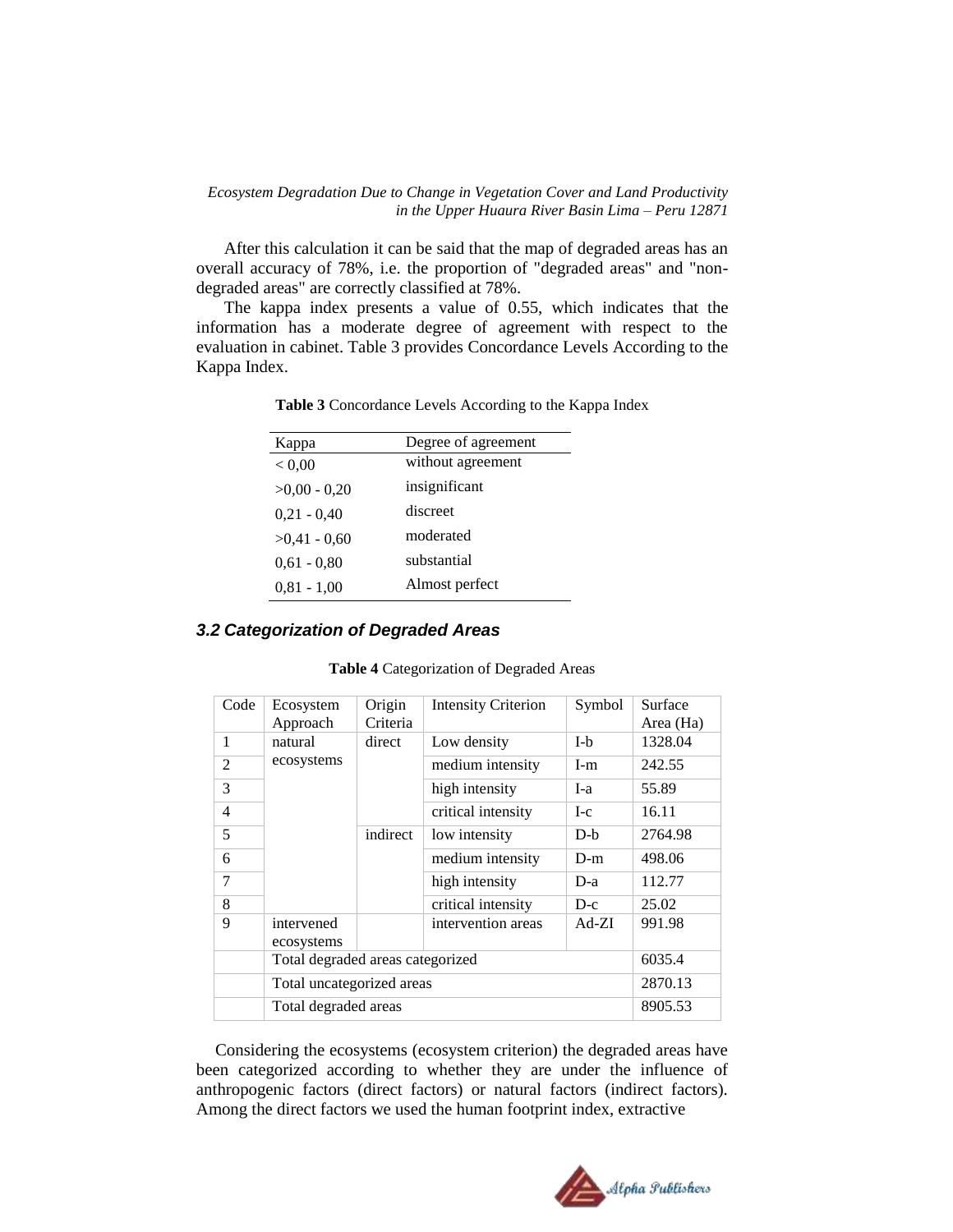After this calculation it can be said that the map of degraded areas has an overall accuracy of 78%, i.e. the proportion of "degraded areas" and "non-degraded areas" are correctly classified at 78%.

The kappa index presents a value of 0.55, which indicates that the information has a moderate degree of agreement with respect to the evaluation in cabinet. Table 3 provides Concordance Levels According to the Kappa Index.

**Table 3** Concordance Levels According to the Kappa Index

| Kappa | Degree of agreement |
|---|---|
| < 0,00 | without agreement |
| >0,00 - 0,20 | insignificant |
| 0,21 - 0,40 | discreet |
| >0,41 - 0,60 | moderated |
| 0,61 - 0,80 | substantial |
| 0,81 - 1,00 | Almost perfect |

### *3.2 Categorization of Degraded Areas*

**Table 4** Categorization of Degraded Areas

| Code | Ecosystem Approach | Origin Criteria | Intensity Criterion | Symbol | Surface Area (Ha) |
|---|---|---|---|---|---|
| 1 | natural ecosystems | direct | Low density | I-b | 1328.04 |
| 2 | | | medium intensity | I-m | 242.55 |
| 3 | | | high intensity | I-a | 55.89 |
| 4 | | | critical intensity | I-c | 16.11 |
| 5 | | indirect | low intensity | D-b | 2764.98 |
| 6 | | | medium intensity | D-m | 498.06 |
| 7 | | | high intensity | D-a | 112.77 |
| 8 | | | critical intensity | D-c | 25.02 |
| 9 | intervened ecosystems | | intervention areas | Ad-ZI | 991.98 |
| | Total degraded areas categorized | | | | 6035.4 |
| | Total uncategorized areas | | | | 2870.13 |
| | Total degraded areas | | | | 8905.53 |

Considering the ecosystems (ecosystem criterion) the degraded areas have been categorized according to whether they are under the influence of anthropogenic factors (direct factors) or natural factors (indirect factors). Among the direct factors we used the human footprint index, extractive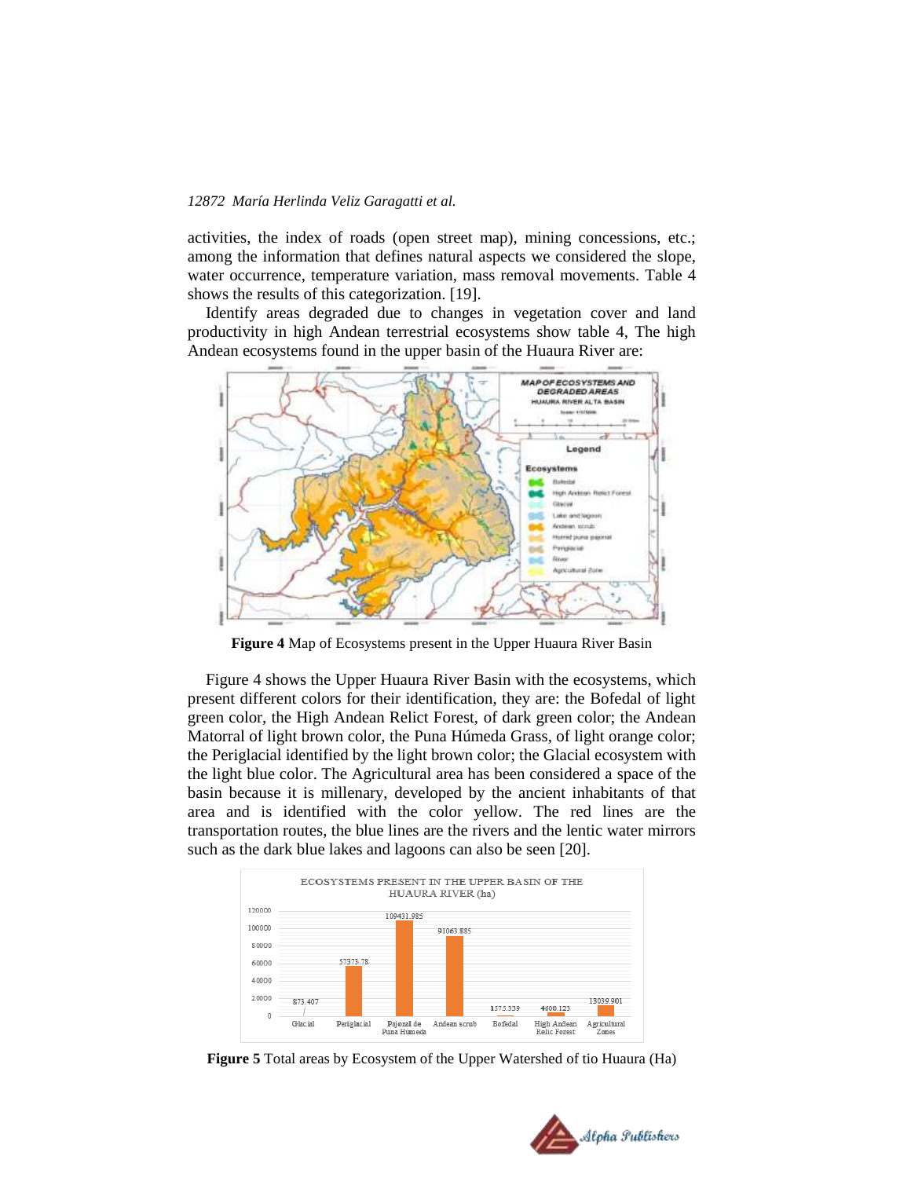activities, the index of roads (open street map), mining concessions, etc.; among the information that defines natural aspects we considered the slope, water occurrence, temperature variation, mass removal movements. Table 4 shows the results of this categorization. [19].

Identify areas degraded due to changes in vegetation cover and land productivity in high Andean terrestrial ecosystems show table 4, The high Andean ecosystems found in the upper basin of the Huaura River are:

**Figure 4** Map of Ecosystems present in the Upper Huaura River Basin

Figure 4 shows the Upper Huaura River Basin with the ecosystems, which present different colors for their identification, they are: the Bofedal of light green color, the High Andean Relict Forest, of dark green color; the Andean Matorral of light brown color, the Puna Húmeda Grass, of light orange color; the Periglacial identified by the light brown color; the Glacial ecosystem with the light blue color. The Agricultural area has been considered a space of the basin because it is millenary, developed by the ancient inhabitants of that area and is identified with the color yellow. The red lines are the transportation routes, the blue lines are the rivers and the lentic water mirrors such as the dark blue lakes and lagoons can also be seen [20].

**Figure 5** Total areas by Ecosystem of the Upper Watershed of tio Huaura (Ha)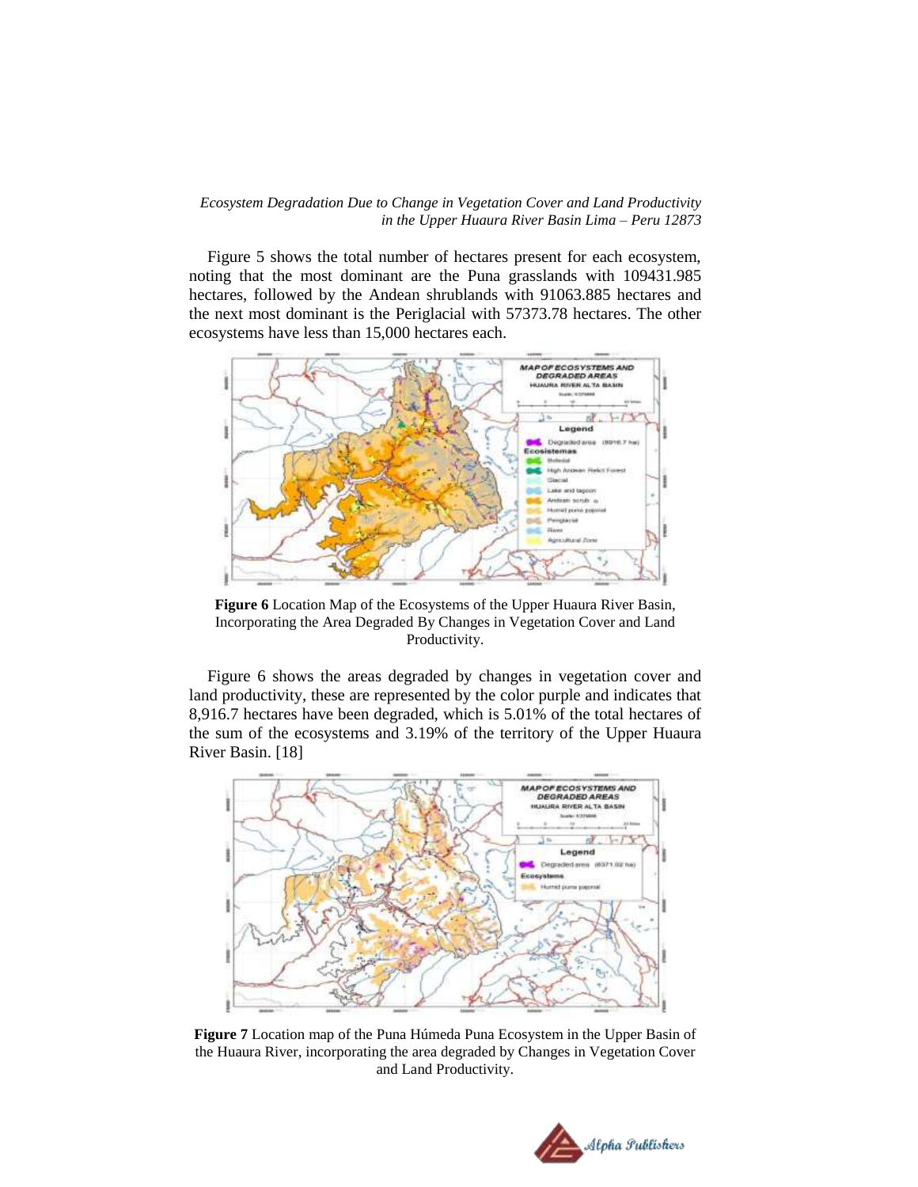Figure 5 shows the total number of hectares present for each ecosystem, noting that the most dominant are the Puna grasslands with 109431.985 hectares, followed by the Andean shrublands with 91063.885 hectares and the next most dominant is the Periglacial with 57373.78 hectares. The other ecosystems have less than 15,000 hectares each.

**Figure 6** Location Map of the Ecosystems of the Upper Huaura River Basin, Incorporating the Area Degraded By Changes in Vegetation Cover and Land Productivity.

Figure 6 shows the areas degraded by changes in vegetation cover and land productivity, these are represented by the color purple and indicates that 8,916.7 hectares have been degraded, which is 5.01% of the total hectares of the sum of the ecosystems and 3.19% of the territory of the Upper Huaura River Basin. [18]

**Figure 7** Location map of the Puna Húmeda Puna Ecosystem in the Upper Basin of the Huaura River, incorporating the area degraded by Changes in Vegetation Cover and Land Productivity.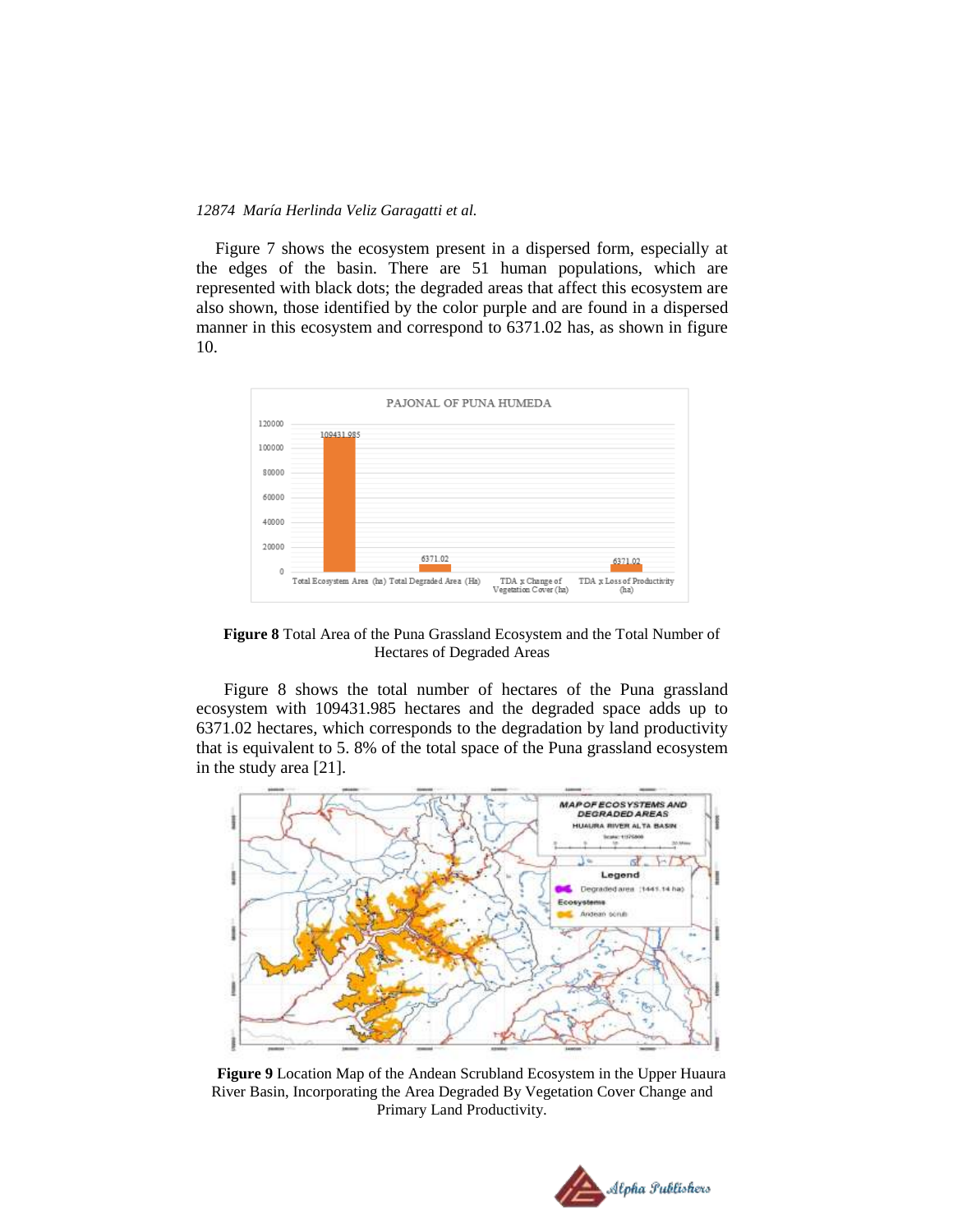Figure 7 shows the ecosystem present in a dispersed form, especially at the edges of the basin. There are 51 human populations, which are represented with black dots; the degraded areas that affect this ecosystem are also shown, those identified by the color purple and are found in a dispersed manner in this ecosystem and correspond to 6371.02 has, as shown in figure 10.

**Figure 8** Total Area of the Puna Grassland Ecosystem and the Total Number of Hectares of Degraded Areas

Figure 8 shows the total number of hectares of the Puna grassland ecosystem with 109431.985 hectares and the degraded space adds up to 6371.02 hectares, which corresponds to the degradation by land productivity that is equivalent to 5. 8% of the total space of the Puna grassland ecosystem in the study area [21].

**Figure 9** Location Map of the Andean Scrubland Ecosystem in the Upper Huaura River Basin, Incorporating the Area Degraded By Vegetation Cover Change and Primary Land Productivity.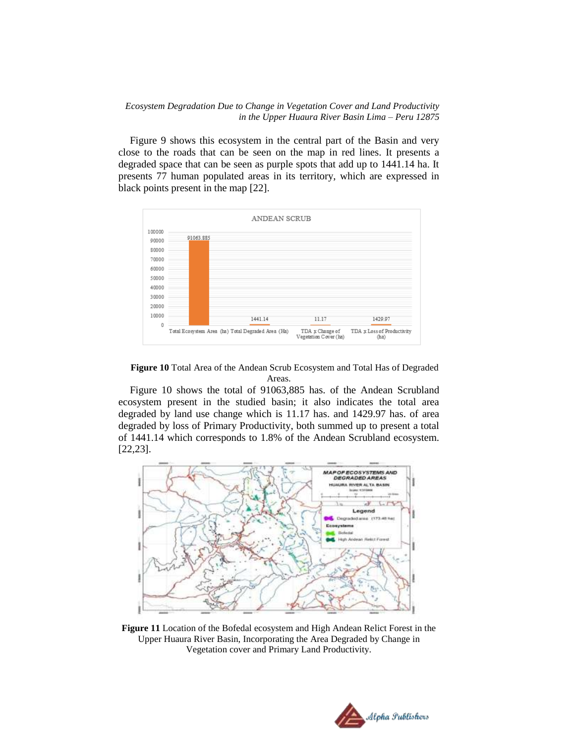Figure 9 shows this ecosystem in the central part of the Basin and very close to the roads that can be seen on the map in red lines. It presents a degraded space that can be seen as purple spots that add up to 1441.14 ha. It presents 77 human populated areas in its territory, which are expressed in black points present in the map [22].

**Figure 10** Total Area of the Andean Scrub Ecosystem and Total Has of Degraded Areas.

Figure 10 shows the total of 91063,885 has. of the Andean Scrubland ecosystem present in the studied basin; it also indicates the total area degraded by land use change which is 11.17 has. and 1429.97 has. of area degraded by loss of Primary Productivity, both summed up to present a total of 1441.14 which corresponds to 1.8% of the Andean Scrubland ecosystem. [22,23].

**Figure 11** Location of the Bofedal ecosystem and High Andean Relict Forest in the Upper Huaura River Basin, Incorporating the Area Degraded by Change in Vegetation cover and Primary Land Productivity.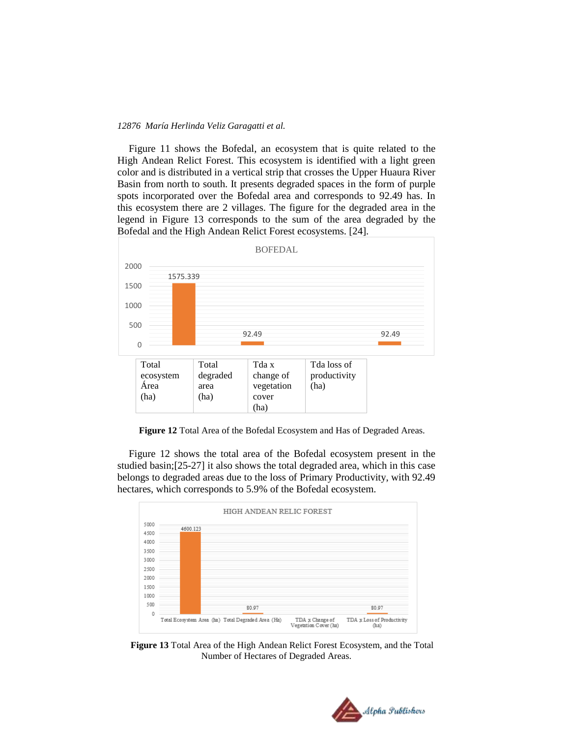Figure 11 shows the Bofedal, an ecosystem that is quite related to the High Andean Relict Forest. This ecosystem is identified with a light green color and is distributed in a vertical strip that crosses the Upper Huaura River Basin from north to south. It presents degraded spaces in the form of purple spots incorporated over the Bofedal area and corresponds to 92.49 has. In this ecosystem there are 2 villages. The figure for the degraded area in the legend in Figure 13 corresponds to the sum of the area degraded by the Bofedal and the High Andean Relict Forest ecosystems. [24].

BOFEDAL

| Total ecosystem Área (ha) | Total degraded area (ha) | Tda x change of vegetation cover (ha) | Tda loss of productivity (ha) |
|---|---|---|---|
| 1575.339 | 92.49 | | 92.49 |

**Figure 12** Total Area of the Bofedal Ecosystem and Has of Degraded Areas.

Figure 12 shows the total area of the Bofedal ecosystem present in the studied basin;[25-27] it also shows the total degraded area, which in this case belongs to degraded areas due to the loss of Primary Productivity, with 92.49 hectares, which corresponds to 5.9% of the Bofedal ecosystem.

HIGH ANDEAN RELIC FOREST

| Total Ecosystem Area (ha) | Total Degraded Area (Ha) | TDA x Change of Vegetation Cover (ha) | TDA x Loss of Productivity (ha) |
|---|---|---|---|
| 4600.123 | 80.97 | | 80.97 |

**Figure 13** Total Area of the High Andean Relict Forest Ecosystem, and the Total Number of Hectares of Degraded Areas.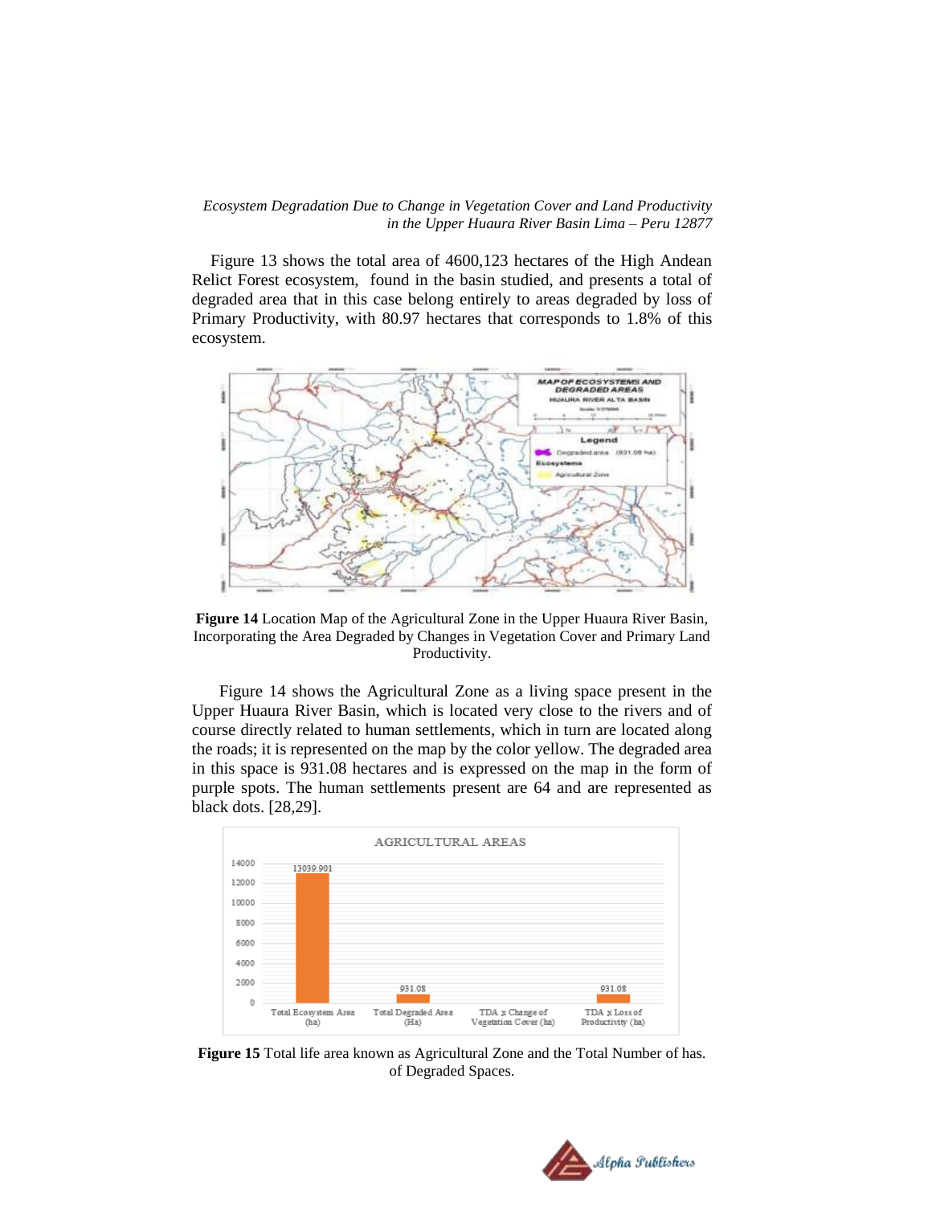Figure 13 shows the total area of 4600,123 hectares of the High Andean Relict Forest ecosystem, found in the basin studied, and presents a total of degraded area that in this case belong entirely to areas degraded by loss of Primary Productivity, with 80.97 hectares that corresponds to 1.8% of this ecosystem.

**Figure 14** Location Map of the Agricultural Zone in the Upper Huaura River Basin, Incorporating the Area Degraded by Changes in Vegetation Cover and Primary Land Productivity.

Figure 14 shows the Agricultural Zone as a living space present in the Upper Huaura River Basin, which is located very close to the rivers and of course directly related to human settlements, which in turn are located along the roads; it is represented on the map by the color yellow. The degraded area in this space is 931.08 hectares and is expressed on the map in the form of purple spots. The human settlements present are 64 and are represented as black dots. [28,29].

**Figure 15** Total life area known as Agricultural Zone and the Total Number of has. of Degraded Spaces.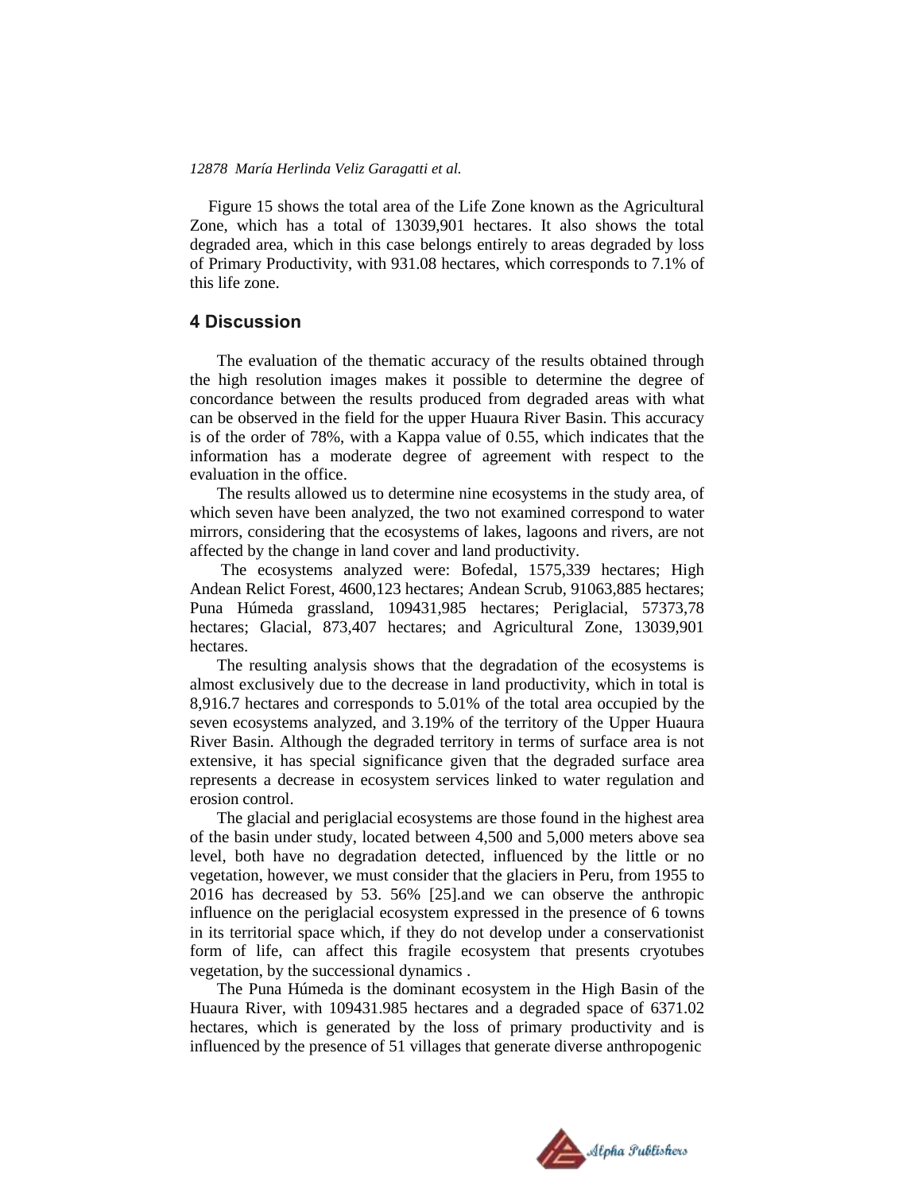Figure 15 shows the total area of the Life Zone known as the Agricultural Zone, which has a total of 13039,901 hectares. It also shows the total degraded area, which in this case belongs entirely to areas degraded by loss of Primary Productivity, with 931.08 hectares, which corresponds to 7.1% of this life zone.

## 4 Discussion

The evaluation of the thematic accuracy of the results obtained through the high resolution images makes it possible to determine the degree of concordance between the results produced from degraded areas with what can be observed in the field for the upper Huaura River Basin. This accuracy is of the order of 78%, with a Kappa value of 0.55, which indicates that the information has a moderate degree of agreement with respect to the evaluation in the office.

The results allowed us to determine nine ecosystems in the study area, of which seven have been analyzed, the two not examined correspond to water mirrors, considering that the ecosystems of lakes, lagoons and rivers, are not affected by the change in land cover and land productivity.

The ecosystems analyzed were: Bofedal, 1575,339 hectares; High Andean Relict Forest, 4600,123 hectares; Andean Scrub, 91063,885 hectares; Puna Húmeda grassland, 109431,985 hectares; Periglacial, 57373,78 hectares; Glacial, 873,407 hectares; and Agricultural Zone, 13039,901 hectares.

The resulting analysis shows that the degradation of the ecosystems is almost exclusively due to the decrease in land productivity, which in total is 8,916.7 hectares and corresponds to 5.01% of the total area occupied by the seven ecosystems analyzed, and 3.19% of the territory of the Upper Huaura River Basin. Although the degraded territory in terms of surface area is not extensive, it has special significance given that the degraded surface area represents a decrease in ecosystem services linked to water regulation and erosion control.

The glacial and periglacial ecosystems are those found in the highest area of the basin under study, located between 4,500 and 5,000 meters above sea level, both have no degradation detected, influenced by the little or no vegetation, however, we must consider that the glaciers in Peru, from 1955 to 2016 has decreased by 53. 56% [25].and we can observe the anthropic influence on the periglacial ecosystem expressed in the presence of 6 towns in its territorial space which, if they do not develop under a conservationist form of life, can affect this fragile ecosystem that presents cryotubes vegetation, by the successional dynamics .

The Puna Húmeda is the dominant ecosystem in the High Basin of the Huaura River, with 109431.985 hectares and a degraded space of 6371.02 hectares, which is generated by the loss of primary productivity and is influenced by the presence of 51 villages that generate diverse anthropogenic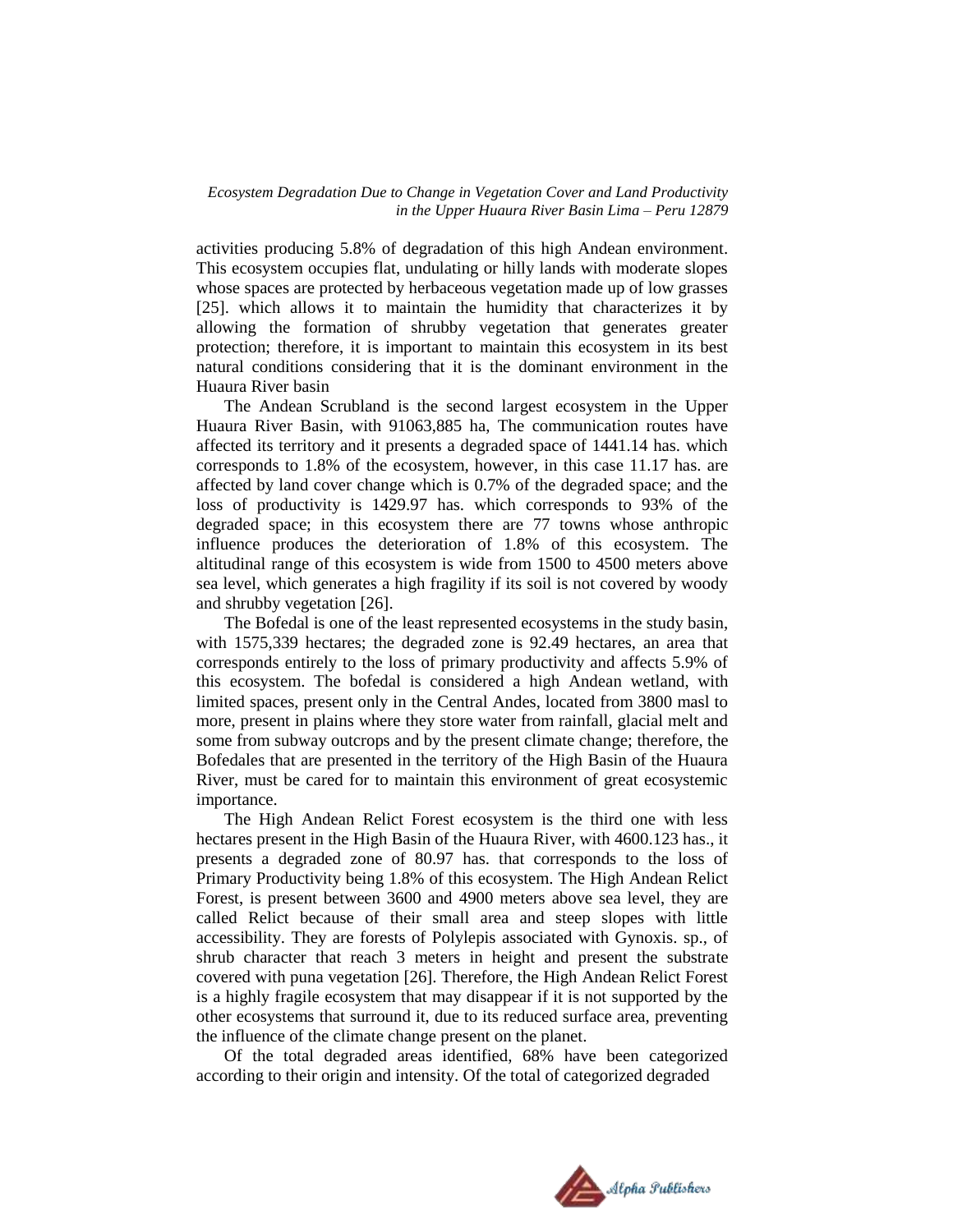activities producing 5.8% of degradation of this high Andean environment. This ecosystem occupies flat, undulating or hilly lands with moderate slopes whose spaces are protected by herbaceous vegetation made up of low grasses [25]. which allows it to maintain the humidity that characterizes it by allowing the formation of shrubby vegetation that generates greater protection; therefore, it is important to maintain this ecosystem in its best natural conditions considering that it is the dominant environment in the Huaura River basin

The Andean Scrubland is the second largest ecosystem in the Upper Huaura River Basin, with 91063,885 ha, The communication routes have affected its territory and it presents a degraded space of 1441.14 has. which corresponds to 1.8% of the ecosystem, however, in this case 11.17 has. are affected by land cover change which is 0.7% of the degraded space; and the loss of productivity is 1429.97 has. which corresponds to 93% of the degraded space; in this ecosystem there are 77 towns whose anthropic influence produces the deterioration of 1.8% of this ecosystem. The altitudinal range of this ecosystem is wide from 1500 to 4500 meters above sea level, which generates a high fragility if its soil is not covered by woody and shrubby vegetation [26].

The Bofedal is one of the least represented ecosystems in the study basin, with 1575,339 hectares; the degraded zone is 92.49 hectares, an area that corresponds entirely to the loss of primary productivity and affects 5.9% of this ecosystem. The bofedal is considered a high Andean wetland, with limited spaces, present only in the Central Andes, located from 3800 masl to more, present in plains where they store water from rainfall, glacial melt and some from subway outcrops and by the present climate change; therefore, the Bofedales that are presented in the territory of the High Basin of the Huaura River, must be cared for to maintain this environment of great ecosystemic importance.

The High Andean Relict Forest ecosystem is the third one with less hectares present in the High Basin of the Huaura River, with 4600.123 has., it presents a degraded zone of 80.97 has. that corresponds to the loss of Primary Productivity being 1.8% of this ecosystem. The High Andean Relict Forest, is present between 3600 and 4900 meters above sea level, they are called Relict because of their small area and steep slopes with little accessibility. They are forests of Polylepis associated with Gynoxis. sp., of shrub character that reach 3 meters in height and present the substrate covered with puna vegetation [26]. Therefore, the High Andean Relict Forest is a highly fragile ecosystem that may disappear if it is not supported by the other ecosystems that surround it, due to its reduced surface area, preventing the influence of the climate change present on the planet.

Of the total degraded areas identified, 68% have been categorized according to their origin and intensity. Of the total of categorized degraded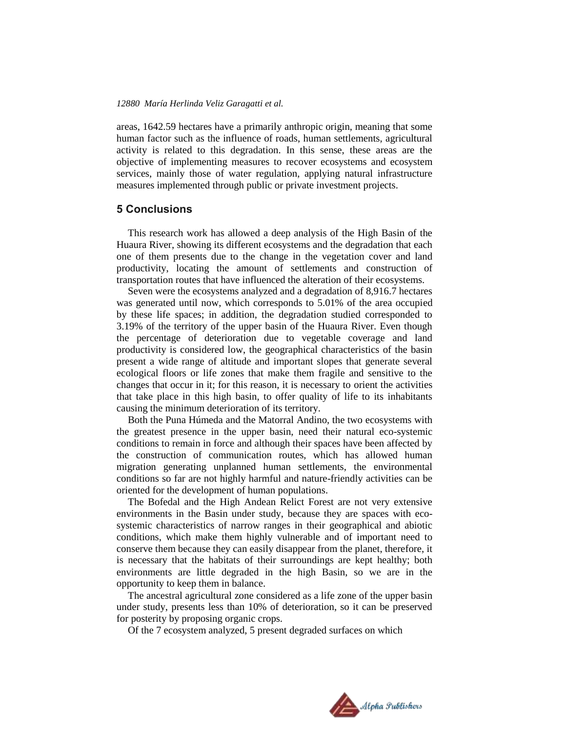areas, 1642.59 hectares have a primarily anthropic origin, meaning that some human factor such as the influence of roads, human settlements, agricultural activity is related to this degradation. In this sense, these areas are the objective of implementing measures to recover ecosystems and ecosystem services, mainly those of water regulation, applying natural infrastructure measures implemented through public or private investment projects.

## 5 Conclusions

This research work has allowed a deep analysis of the High Basin of the Huaura River, showing its different ecosystems and the degradation that each one of them presents due to the change in the vegetation cover and land productivity, locating the amount of settlements and construction of transportation routes that have influenced the alteration of their ecosystems.

Seven were the ecosystems analyzed and a degradation of 8,916.7 hectares was generated until now, which corresponds to 5.01% of the area occupied by these life spaces; in addition, the degradation studied corresponded to 3.19% of the territory of the upper basin of the Huaura River. Even though the percentage of deterioration due to vegetable coverage and land productivity is considered low, the geographical characteristics of the basin present a wide range of altitude and important slopes that generate several ecological floors or life zones that make them fragile and sensitive to the changes that occur in it; for this reason, it is necessary to orient the activities that take place in this high basin, to offer quality of life to its inhabitants causing the minimum deterioration of its territory.

Both the Puna Húmeda and the Matorral Andino, the two ecosystems with the greatest presence in the upper basin, need their natural eco-systemic conditions to remain in force and although their spaces have been affected by the construction of communication routes, which has allowed human migration generating unplanned human settlements, the environmental conditions so far are not highly harmful and nature-friendly activities can be oriented for the development of human populations.

The Bofedal and the High Andean Relict Forest are not very extensive environments in the Basin under study, because they are spaces with eco-systemic characteristics of narrow ranges in their geographical and abiotic conditions, which make them highly vulnerable and of important need to conserve them because they can easily disappear from the planet, therefore, it is necessary that the habitats of their surroundings are kept healthy; both environments are little degraded in the high Basin, so we are in the opportunity to keep them in balance.

The ancestral agricultural zone considered as a life zone of the upper basin under study, presents less than 10% of deterioration, so it can be preserved for posterity by proposing organic crops.

Of the 7 ecosystem analyzed, 5 present degraded surfaces on which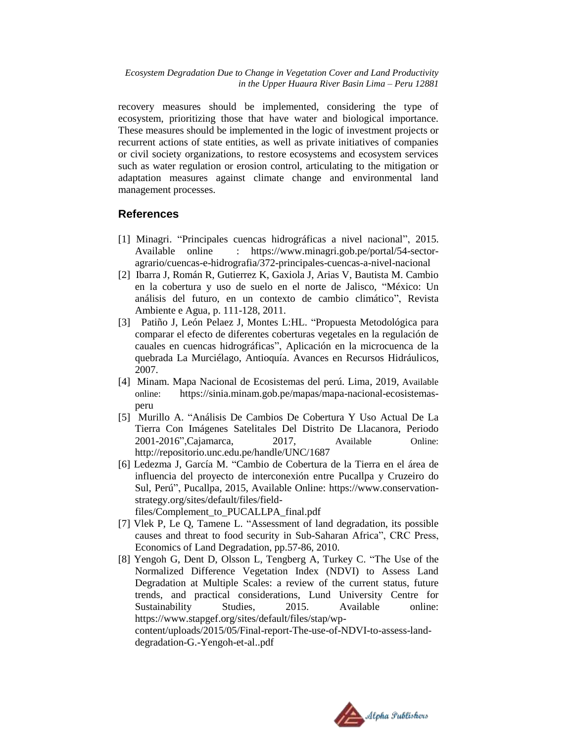recovery measures should be implemented, considering the type of ecosystem, prioritizing those that have water and biological importance. These measures should be implemented in the logic of investment projects or recurrent actions of state entities, as well as private initiatives of companies or civil society organizations, to restore ecosystems and ecosystem services such as water regulation or erosion control, articulating to the mitigation or adaptation measures against climate change and environmental land management processes.

## References

[1] Minagri. "Principales cuencas hidrográficas a nivel nacional", 2015. Available online : https://www.minagri.gob.pe/portal/54-sector-agrario/cuencas-e-hidrografia/372-principales-cuencas-a-nivel-nacional

[2] Ibarra J, Román R, Gutierrez K, Gaxiola J, Arias V, Bautista M. Cambio en la cobertura y uso de suelo en el norte de Jalisco, "México: Un análisis del futuro, en un contexto de cambio climático", Revista Ambiente e Agua, p. 111-128, 2011.

[3] Patiño J, León Pelaez J, Montes L:HL. "Propuesta Metodológica para comparar el efecto de diferentes coberturas vegetales en la regulación de cauales en cuencas hidrográficas", Aplicación en la microcuenca de la quebrada La Murciélago, Antioquía. Avances en Recursos Hidráulicos, 2007.

[4] Minam. Mapa Nacional de Ecosistemas del perú. Lima, 2019, Available online: https://sinia.minam.gob.pe/mapas/mapa-nacional-ecosistemas-peru

[5] Murillo A. "Análisis De Cambios De Cobertura Y Uso Actual De La Tierra Con Imágenes Satelitales Del Distrito De Llacanora, Periodo 2001-2016",Cajamarca, 2017, Available Online: http://repositorio.unc.edu.pe/handle/UNC/1687

[6] Ledezma J, García M. "Cambio de Cobertura de la Tierra en el área de influencia del proyecto de interconexión entre Pucallpa y Cruzeiro do Sul, Perú", Pucallpa, 2015, Available Online: https://www.conservation-strategy.org/sites/default/files/field-files/Complement_to_PUCALLPA_final.pdf

[7] Vlek P, Le Q, Tamene L. "Assessment of land degradation, its possible causes and threat to food security in Sub-Saharan Africa", CRC Press, Economics of Land Degradation, pp.57-86, 2010.

[8] Yengoh G, Dent D, Olsson L, Tengberg A, Turkey C. "The Use of the Normalized Difference Vegetation Index (NDVI) to Assess Land Degradation at Multiple Scales: a review of the current status, future trends, and practical considerations, Lund University Centre for Sustainability Studies, 2015. Available online: https://www.stapgef.org/sites/default/files/stap/wp-content/uploads/2015/05/Final-report-The-use-of-NDVI-to-assess-land-degradation-G.-Yengoh-et-al..pdf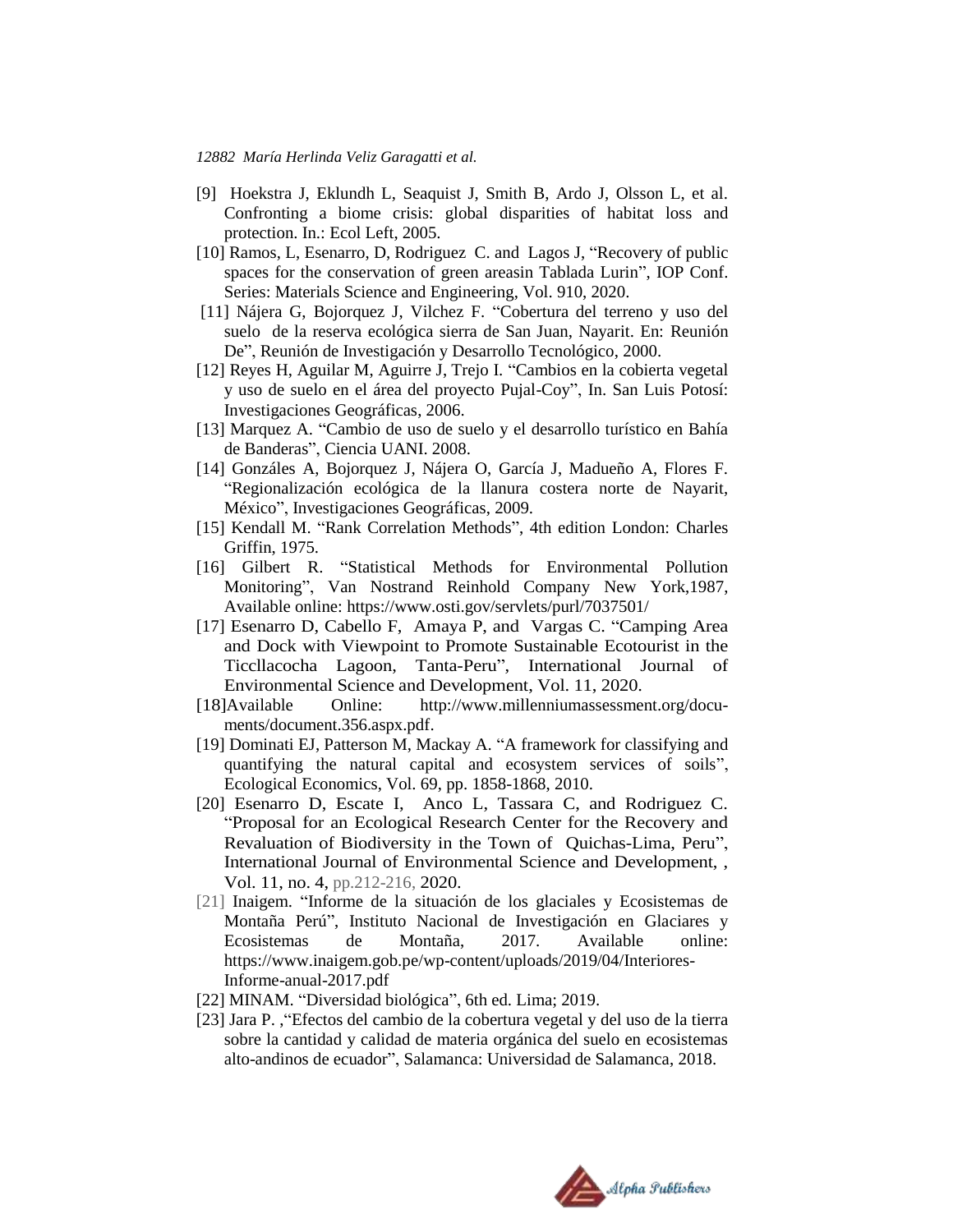[9] Hoekstra J, Eklundh L, Seaquist J, Smith B, Ardo J, Olsson L, et al. Confronting a biome crisis: global disparities of habitat loss and protection. In.: Ecol Left, 2005.

[10] Ramos, L, Esenarro, D, Rodriguez C. and Lagos J, "Recovery of public spaces for the conservation of green areasin Tablada Lurin", IOP Conf. Series: Materials Science and Engineering, Vol. 910, 2020.

[11] Nájera G, Bojorquez J, Vilchez F. "Cobertura del terreno y uso del suelo de la reserva ecológica sierra de San Juan, Nayarit. En: Reunión De", Reunión de Investigación y Desarrollo Tecnológico, 2000.

[12] Reyes H, Aguilar M, Aguirre J, Trejo I. "Cambios en la cobierta vegetal y uso de suelo en el área del proyecto Pujal-Coy", In. San Luis Potosí: Investigaciones Geográficas, 2006.

[13] Marquez A. "Cambio de uso de suelo y el desarrollo turístico en Bahía de Banderas", Ciencia UANI. 2008.

[14] Gonzáles A, Bojorquez J, Nájera O, García J, Madueño A, Flores F. "Regionalización ecológica de la llanura costera norte de Nayarit, México", Investigaciones Geográficas, 2009.

[15] Kendall M. "Rank Correlation Methods", 4th edition London: Charles Griffin, 1975.

[16] Gilbert R. "Statistical Methods for Environmental Pollution Monitoring", Van Nostrand Reinhold Company New York,1987, Available online: https://www.osti.gov/servlets/purl/7037501/

[17] Esenarro D, Cabello F, Amaya P, and Vargas C. "Camping Area and Dock with Viewpoint to Promote Sustainable Ecotourist in the Ticcllacocha Lagoon, Tanta-Peru", International Journal of Environmental Science and Development, Vol. 11, 2020.

[18]Available Online: http://www.millenniumassessment.org/documents/document.356.aspx.pdf.

[19] Dominati EJ, Patterson M, Mackay A. "A framework for classifying and quantifying the natural capital and ecosystem services of soils", Ecological Economics, Vol. 69, pp. 1858-1868, 2010.

[20] Esenarro D, Escate I, Anco L, Tassara C, and Rodriguez C. "Proposal for an Ecological Research Center for the Recovery and Revaluation of Biodiversity in the Town of Quichas-Lima, Peru", International Journal of Environmental Science and Development, , Vol. 11, no. 4, pp.212-216, 2020.

[21] Inaigem. "Informe de la situación de los glaciales y Ecosistemas de Montaña Perú", Instituto Nacional de Investigación en Glaciares y Ecosistemas de Montaña, 2017. Available online: https://www.inaigem.gob.pe/wp-content/uploads/2019/04/Interiores-Informe-anual-2017.pdf

[22] MINAM. "Diversidad biológica", 6th ed. Lima; 2019.

[23] Jara P. ,"Efectos del cambio de la cobertura vegetal y del uso de la tierra sobre la cantidad y calidad de materia orgánica del suelo en ecosistemas alto-andinos de ecuador", Salamanca: Universidad de Salamanca, 2018.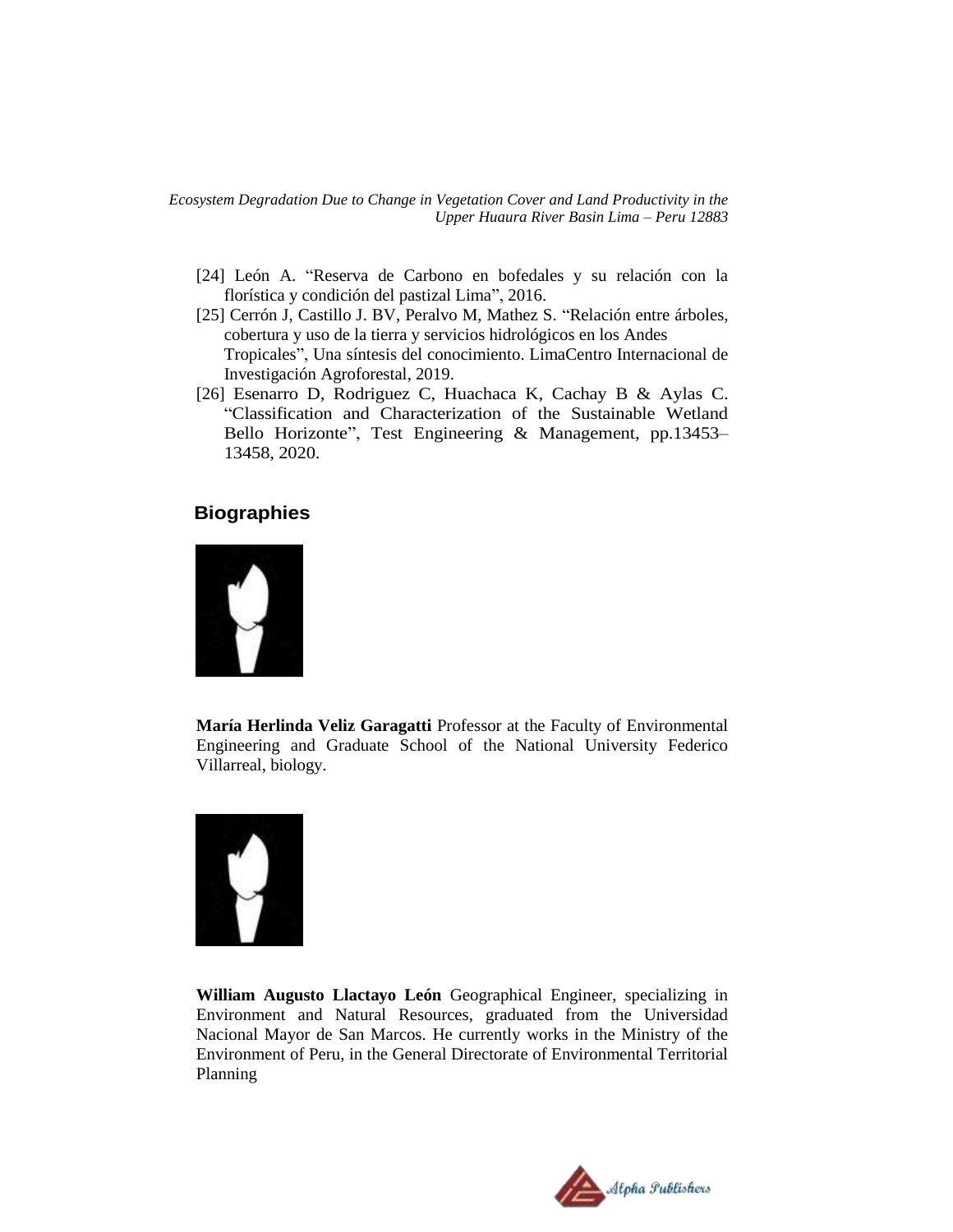[24] León A. "Reserva de Carbono en bofedales y su relación con la florística y condición del pastizal Lima", 2016.

[25] Cerrón J, Castillo J. BV, Peralvo M, Mathez S. "Relación entre árboles, cobertura y uso de la tierra y servicios hidrológicos en los Andes Tropicales", Una síntesis del conocimiento. LimaCentro Internacional de Investigación Agroforestal, 2019.

[26] Esenarro D, Rodriguez C, Huachaca K, Cachay B & Aylas C. "Classification and Characterization of the Sustainable Wetland Bello Horizonte", Test Engineering & Management, pp.13453–13458, 2020.

## Biographies

**María Herlinda Veliz Garagatti** Professor at the Faculty of Environmental Engineering and Graduate School of the National University Federico Villarreal, biology.

**William Augusto Llactayo León** Geographical Engineer, specializing in Environment and Natural Resources, graduated from the Universidad Nacional Mayor de San Marcos. He currently works in the Ministry of the Environment of Peru, in the General Directorate of Environmental Territorial Planning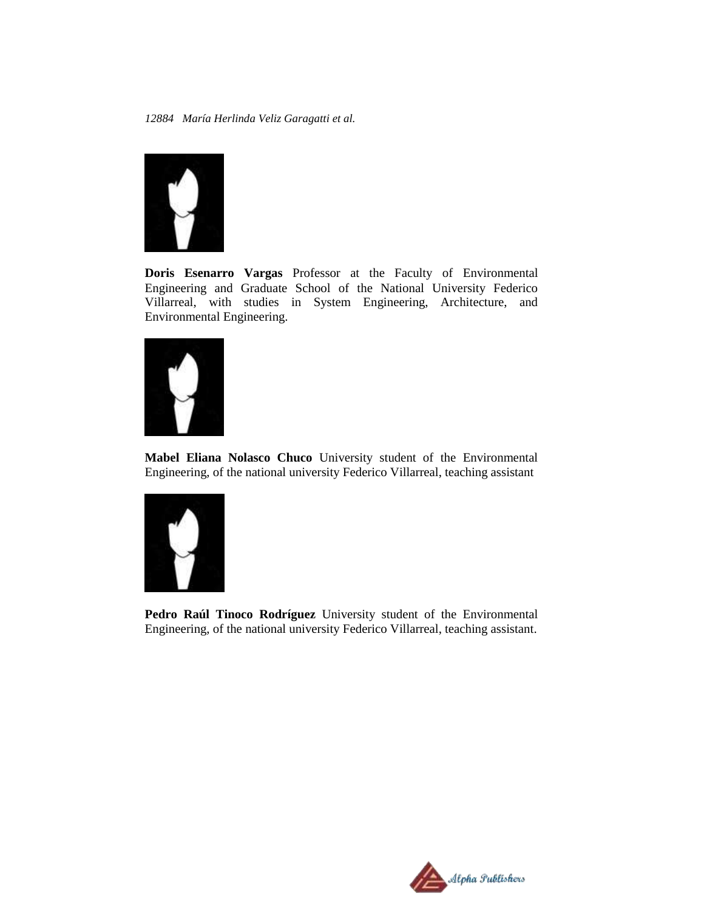**Doris Esenarro Vargas** Professor at the Faculty of Environmental Engineering and Graduate School of the National University Federico Villarreal, with studies in System Engineering, Architecture, and Environmental Engineering.

**Mabel Eliana Nolasco Chuco** University student of the Environmental Engineering, of the national university Federico Villarreal, teaching assistant

**Pedro Raúl Tinoco Rodríguez** University student of the Environmental Engineering, of the national university Federico Villarreal, teaching assistant.